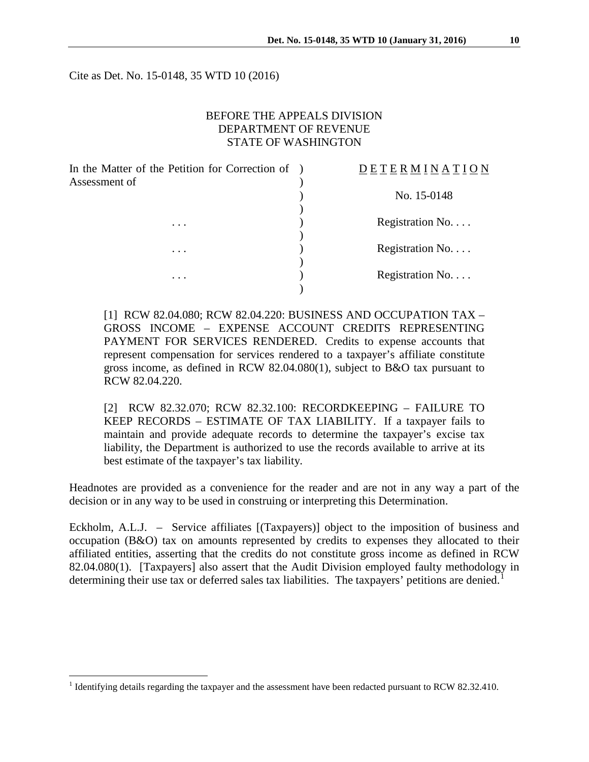Cite as Det. No. 15-0148, 35 WTD 10 (2016)

BEFORE THE APPEALS DIVISION
DEPARTMENT OF REVENUE
STATE OF WASHINGTON

| | | |
|---|---|---|
| In the Matter of the Petition for Correction of Assessment of | ) | D E T E R M I N A T I O N |
| | ) | No. 15-0148 |
| . . . | ) | Registration No. . . . |
| . . . | ) | Registration No. . . . |
| . . . | ) | Registration No. . . . |

[1] RCW 82.04.080; RCW 82.04.220: BUSINESS AND OCCUPATION TAX – GROSS INCOME – EXPENSE ACCOUNT CREDITS REPRESENTING PAYMENT FOR SERVICES RENDERED. Credits to expense accounts that represent compensation for services rendered to a taxpayer's affiliate constitute gross income, as defined in RCW 82.04.080(1), subject to B&O tax pursuant to RCW 82.04.220.

[2] RCW 82.32.070; RCW 82.32.100: RECORDKEEPING – FAILURE TO KEEP RECORDS – ESTIMATE OF TAX LIABILITY. If a taxpayer fails to maintain and provide adequate records to determine the taxpayer's excise tax liability, the Department is authorized to use the records available to arrive at its best estimate of the taxpayer's tax liability.

Headnotes are provided as a convenience for the reader and are not in any way a part of the decision or in any way to be used in construing or interpreting this Determination.

Eckholm, A.L.J. – Service affiliates [(Taxpayers)] object to the imposition of business and occupation (B&O) tax on amounts represented by credits to expenses they allocated to their affiliated entities, asserting that the credits do not constitute gross income as defined in RCW 82.04.080(1). [Taxpayers] also assert that the Audit Division employed faulty methodology in determining their use tax or deferred sales tax liabilities. The taxpayers' petitions are denied.[1]

[1] Identifying details regarding the taxpayer and the assessment have been redacted pursuant to RCW 82.32.410.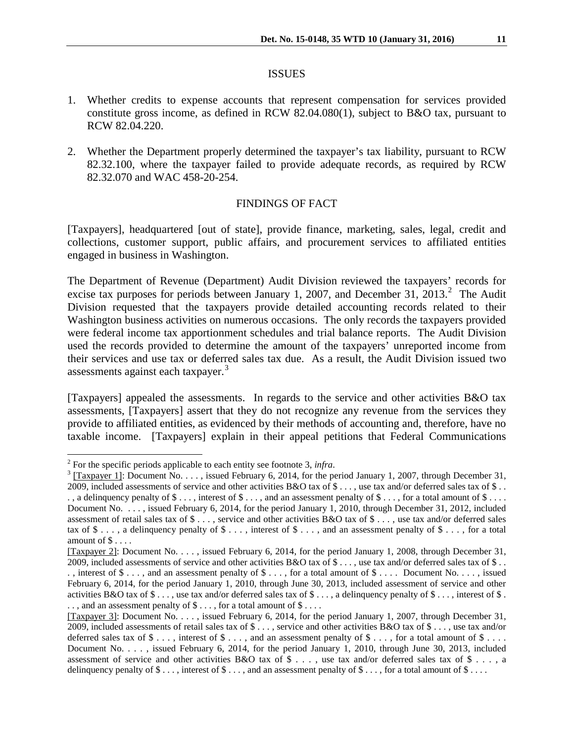## ISSUES

1. Whether credits to expense accounts that represent compensation for services provided constitute gross income, as defined in RCW 82.04.080(1), subject to B&O tax, pursuant to RCW 82.04.220.

2. Whether the Department properly determined the taxpayer's tax liability, pursuant to RCW 82.32.100, where the taxpayer failed to provide adequate records, as required by RCW 82.32.070 and WAC 458-20-254.

## FINDINGS OF FACT

[Taxpayers], headquartered [out of state], provide finance, marketing, sales, legal, credit and collections, customer support, public affairs, and procurement services to affiliated entities engaged in business in Washington.

The Department of Revenue (Department) Audit Division reviewed the taxpayers' records for excise tax purposes for periods between January 1, 2007, and December 31, 2013.[2] The Audit Division requested that the taxpayers provide detailed accounting records related to their Washington business activities on numerous occasions. The only records the taxpayers provided were federal income tax apportionment schedules and trial balance reports. The Audit Division used the records provided to determine the amount of the taxpayers' unreported income from their services and use tax or deferred sales tax due. As a result, the Audit Division issued two assessments against each taxpayer.[3]

[Taxpayers] appealed the assessments. In regards to the service and other activities B&O tax assessments, [Taxpayers] assert that they do not recognize any revenue from the services they provide to affiliated entities, as evidenced by their methods of accounting and, therefore, have no taxable income. [Taxpayers] explain in their appeal petitions that Federal Communications

---

[2] For the specific periods applicable to each entity see footnote 3, *infra*.

[3] [Taxpayer 1]: Document No. . . . , issued February 6, 2014, for the period January 1, 2007, through December 31, 2009, included assessments of service and other activities B&O tax of $ . . . , use tax and/or deferred sales tax of $ . . . , a delinquency penalty of $ . . . , interest of $ . . . , and an assessment penalty of $ . . . , for a total amount of $ . . . . Document No. . . . , issued February 6, 2014, for the period January 1, 2010, through December 31, 2012, included assessment of retail sales tax of $ . . . , service and other activities B&O tax of $ . . . , use tax and/or deferred sales tax of $ . . . , a delinquency penalty of $ . . . , interest of $ . . . , and an assessment penalty of $ . . . , for a total amount of $ . . . .

[Taxpayer 2]: Document No. . . . , issued February 6, 2014, for the period January 1, 2008, through December 31, 2009, included assessments of service and other activities B&O tax of $ . . . , use tax and/or deferred sales tax of $ . . . , interest of $ . . . , and an assessment penalty of $ . . . , for a total amount of $ . . . . Document No. . . . , issued February 6, 2014, for the period January 1, 2010, through June 30, 2013, included assessment of service and other activities B&O tax of $ . . . , use tax and/or deferred sales tax of $ . . . , a delinquency penalty of $ . . . , interest of $ . . . , and an assessment penalty of $ . . . , for a total amount of $ . . . .

[Taxpayer 3]: Document No. . . . , issued February 6, 2014, for the period January 1, 2007, through December 31, 2009, included assessments of retail sales tax of $ . . . , service and other activities B&O tax of $ . . . , use tax and/or deferred sales tax of $ . . . , interest of $ . . . , and an assessment penalty of $ . . . , for a total amount of $ . . . . Document No. . . . , issued February 6, 2014, for the period January 1, 2010, through June 30, 2013, included assessment of service and other activities B&O tax of $ . . . , use tax and/or deferred sales tax of $ . . . , a delinquency penalty of $ . . . , interest of $ . . . , and an assessment penalty of $ . . . , for a total amount of $ . . . .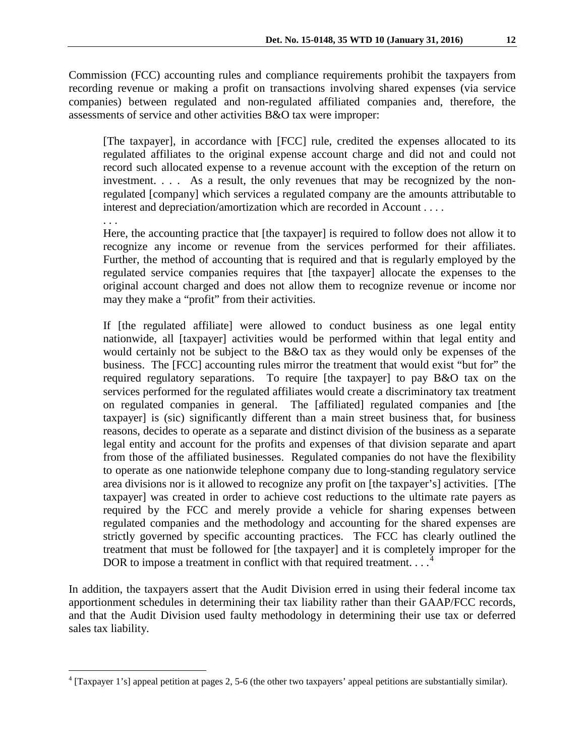Commission (FCC) accounting rules and compliance requirements prohibit the taxpayers from recording revenue or making a profit on transactions involving shared expenses (via service companies) between regulated and non-regulated affiliated companies and, therefore, the assessments of service and other activities B&O tax were improper:

> [The taxpayer], in accordance with [FCC] rule, credited the expenses allocated to its regulated affiliates to the original expense account charge and did not and could not record such allocated expense to a revenue account with the exception of the return on investment. . . . As a result, the only revenues that may be recognized by the non-regulated [company] which services a regulated company are the amounts attributable to interest and depreciation/amortization which are recorded in Account . . . .
>
> . . .
>
> Here, the accounting practice that [the taxpayer] is required to follow does not allow it to recognize any income or revenue from the services performed for their affiliates. Further, the method of accounting that is required and that is regularly employed by the regulated service companies requires that [the taxpayer] allocate the expenses to the original account charged and does not allow them to recognize revenue or income nor may they make a "profit" from their activities.
>
> If [the regulated affiliate] were allowed to conduct business as one legal entity nationwide, all [taxpayer] activities would be performed within that legal entity and would certainly not be subject to the B&O tax as they would only be expenses of the business. The [FCC] accounting rules mirror the treatment that would exist "but for" the required regulatory separations. To require [the taxpayer] to pay B&O tax on the services performed for the regulated affiliates would create a discriminatory tax treatment on regulated companies in general. The [affiliated] regulated companies and [the taxpayer] is (sic) significantly different than a main street business that, for business reasons, decides to operate as a separate and distinct division of the business as a separate legal entity and account for the profits and expenses of that division separate and apart from those of the affiliated businesses. Regulated companies do not have the flexibility to operate as one nationwide telephone company due to long-standing regulatory service area divisions nor is it allowed to recognize any profit on [the taxpayer's] activities. [The taxpayer] was created in order to achieve cost reductions to the ultimate rate payers as required by the FCC and merely provide a vehicle for sharing expenses between regulated companies and the methodology and accounting for the shared expenses are strictly governed by specific accounting practices. The FCC has clearly outlined the treatment that must be followed for [the taxpayer] and it is completely improper for the DOR to impose a treatment in conflict with that required treatment. . . .[4]

In addition, the taxpayers assert that the Audit Division erred in using their federal income tax apportionment schedules in determining their tax liability rather than their GAAP/FCC records, and that the Audit Division used faulty methodology in determining their use tax or deferred sales tax liability.

[4] [Taxpayer 1's] appeal petition at pages 2, 5-6 (the other two taxpayers' appeal petitions are substantially similar).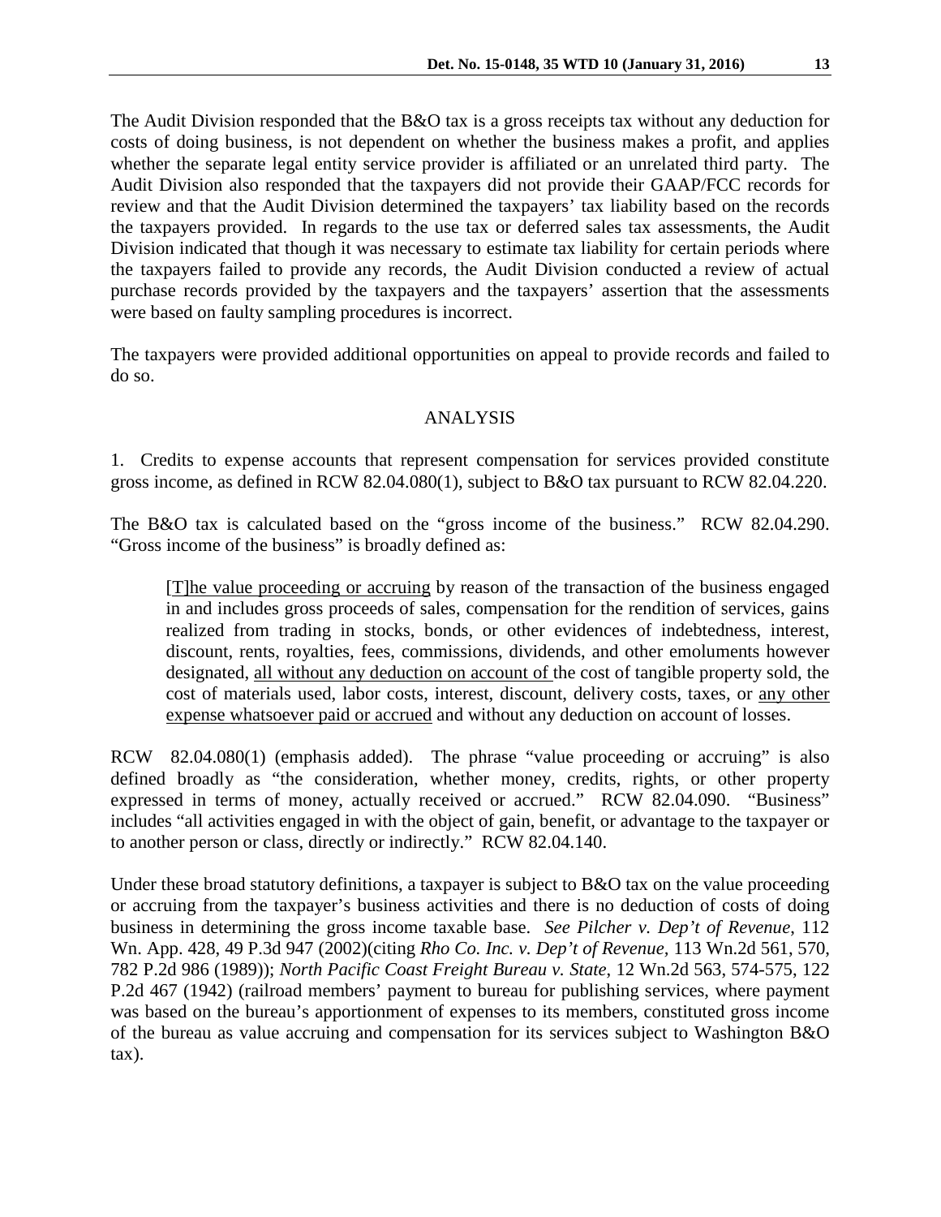The Audit Division responded that the B&O tax is a gross receipts tax without any deduction for costs of doing business, is not dependent on whether the business makes a profit, and applies whether the separate legal entity service provider is affiliated or an unrelated third party. The Audit Division also responded that the taxpayers did not provide their GAAP/FCC records for review and that the Audit Division determined the taxpayers' tax liability based on the records the taxpayers provided. In regards to the use tax or deferred sales tax assessments, the Audit Division indicated that though it was necessary to estimate tax liability for certain periods where the taxpayers failed to provide any records, the Audit Division conducted a review of actual purchase records provided by the taxpayers and the taxpayers' assertion that the assessments were based on faulty sampling procedures is incorrect.

The taxpayers were provided additional opportunities on appeal to provide records and failed to do so.

## ANALYSIS

1. Credits to expense accounts that represent compensation for services provided constitute gross income, as defined in RCW 82.04.080(1), subject to B&O tax pursuant to RCW 82.04.220.

The B&O tax is calculated based on the "gross income of the business." RCW 82.04.290. "Gross income of the business" is broadly defined as:

> <u>[T]he value proceeding or accruing</u> by reason of the transaction of the business engaged in and includes gross proceeds of sales, compensation for the rendition of services, gains realized from trading in stocks, bonds, or other evidences of indebtedness, interest, discount, rents, royalties, fees, commissions, dividends, and other emoluments however designated, <u>all without any deduction on account of</u> the cost of tangible property sold, the cost of materials used, labor costs, interest, discount, delivery costs, taxes, or <u>any other expense whatsoever paid or accrued</u> and without any deduction on account of losses.

RCW 82.04.080(1) (emphasis added). The phrase "value proceeding or accruing" is also defined broadly as "the consideration, whether money, credits, rights, or other property expressed in terms of money, actually received or accrued." RCW 82.04.090. "Business" includes "all activities engaged in with the object of gain, benefit, or advantage to the taxpayer or to another person or class, directly or indirectly." RCW 82.04.140.

Under these broad statutory definitions, a taxpayer is subject to B&O tax on the value proceeding or accruing from the taxpayer's business activities and there is no deduction of costs of doing business in determining the gross income taxable base. *See Pilcher v. Dep't of Revenue*, 112 Wn. App. 428, 49 P.3d 947 (2002)(citing *Rho Co. Inc. v. Dep't of Revenue,* 113 Wn.2d 561, 570, 782 P.2d 986 (1989)); *North Pacific Coast Freight Bureau v. State*, 12 Wn.2d 563, 574-575, 122 P.2d 467 (1942) (railroad members' payment to bureau for publishing services, where payment was based on the bureau's apportionment of expenses to its members, constituted gross income of the bureau as value accruing and compensation for its services subject to Washington B&O tax).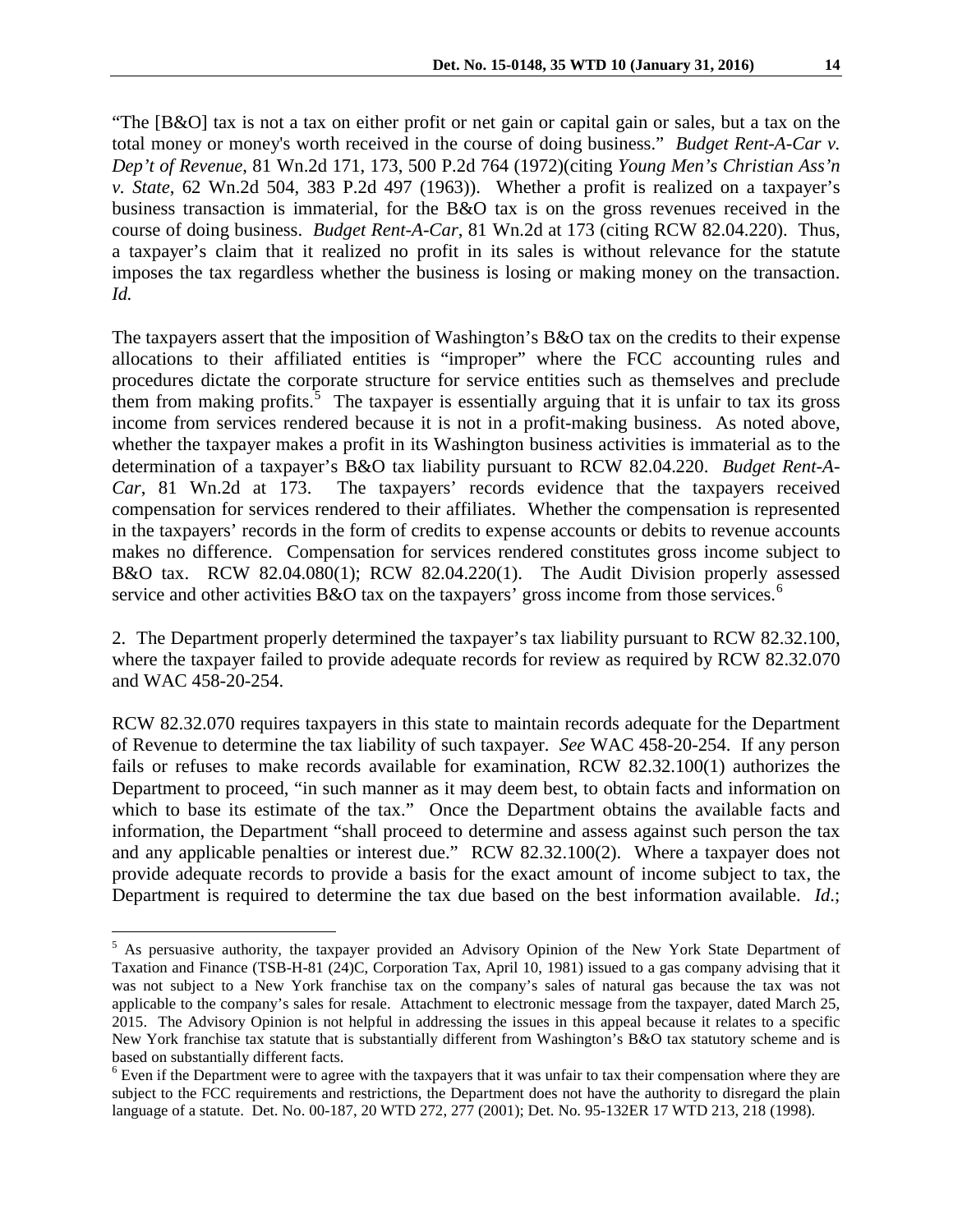"The [B&O] tax is not a tax on either profit or net gain or capital gain or sales, but a tax on the total money or money's worth received in the course of doing business." *Budget Rent-A-Car v. Dep't of Revenue*, 81 Wn.2d 171, 173, 500 P.2d 764 (1972)(citing *Young Men's Christian Ass'n v. State*, 62 Wn.2d 504, 383 P.2d 497 (1963)). Whether a profit is realized on a taxpayer's business transaction is immaterial, for the B&O tax is on the gross revenues received in the course of doing business. *Budget Rent-A-Car*, 81 Wn.2d at 173 (citing RCW 82.04.220). Thus, a taxpayer's claim that it realized no profit in its sales is without relevance for the statute imposes the tax regardless whether the business is losing or making money on the transaction. *Id.*

The taxpayers assert that the imposition of Washington's B&O tax on the credits to their expense allocations to their affiliated entities is "improper" where the FCC accounting rules and procedures dictate the corporate structure for service entities such as themselves and preclude them from making profits.[5] The taxpayer is essentially arguing that it is unfair to tax its gross income from services rendered because it is not in a profit-making business. As noted above, whether the taxpayer makes a profit in its Washington business activities is immaterial as to the determination of a taxpayer's B&O tax liability pursuant to RCW 82.04.220. *Budget Rent-A-Car*, 81 Wn.2d at 173. The taxpayers' records evidence that the taxpayers received compensation for services rendered to their affiliates. Whether the compensation is represented in the taxpayers' records in the form of credits to expense accounts or debits to revenue accounts makes no difference. Compensation for services rendered constitutes gross income subject to B&O tax. RCW 82.04.080(1); RCW 82.04.220(1). The Audit Division properly assessed service and other activities B&O tax on the taxpayers' gross income from those services.[6]

2. The Department properly determined the taxpayer's tax liability pursuant to RCW 82.32.100, where the taxpayer failed to provide adequate records for review as required by RCW 82.32.070 and WAC 458-20-254.

RCW 82.32.070 requires taxpayers in this state to maintain records adequate for the Department of Revenue to determine the tax liability of such taxpayer. *See* WAC 458-20-254. If any person fails or refuses to make records available for examination, RCW 82.32.100(1) authorizes the Department to proceed, "in such manner as it may deem best, to obtain facts and information on which to base its estimate of the tax." Once the Department obtains the available facts and information, the Department "shall proceed to determine and assess against such person the tax and any applicable penalties or interest due." RCW 82.32.100(2). Where a taxpayer does not provide adequate records to provide a basis for the exact amount of income subject to tax, the Department is required to determine the tax due based on the best information available. *Id.*;

---

[5] As persuasive authority, the taxpayer provided an Advisory Opinion of the New York State Department of Taxation and Finance (TSB-H-81 (24)C, Corporation Tax, April 10, 1981) issued to a gas company advising that it was not subject to a New York franchise tax on the company's sales of natural gas because the tax was not applicable to the company's sales for resale. Attachment to electronic message from the taxpayer, dated March 25, 2015. The Advisory Opinion is not helpful in addressing the issues in this appeal because it relates to a specific New York franchise tax statute that is substantially different from Washington's B&O tax statutory scheme and is based on substantially different facts.

[6] Even if the Department were to agree with the taxpayers that it was unfair to tax their compensation where they are subject to the FCC requirements and restrictions, the Department does not have the authority to disregard the plain language of a statute. Det. No. 00-187, 20 WTD 272, 277 (2001); Det. No. 95-132ER 17 WTD 213, 218 (1998).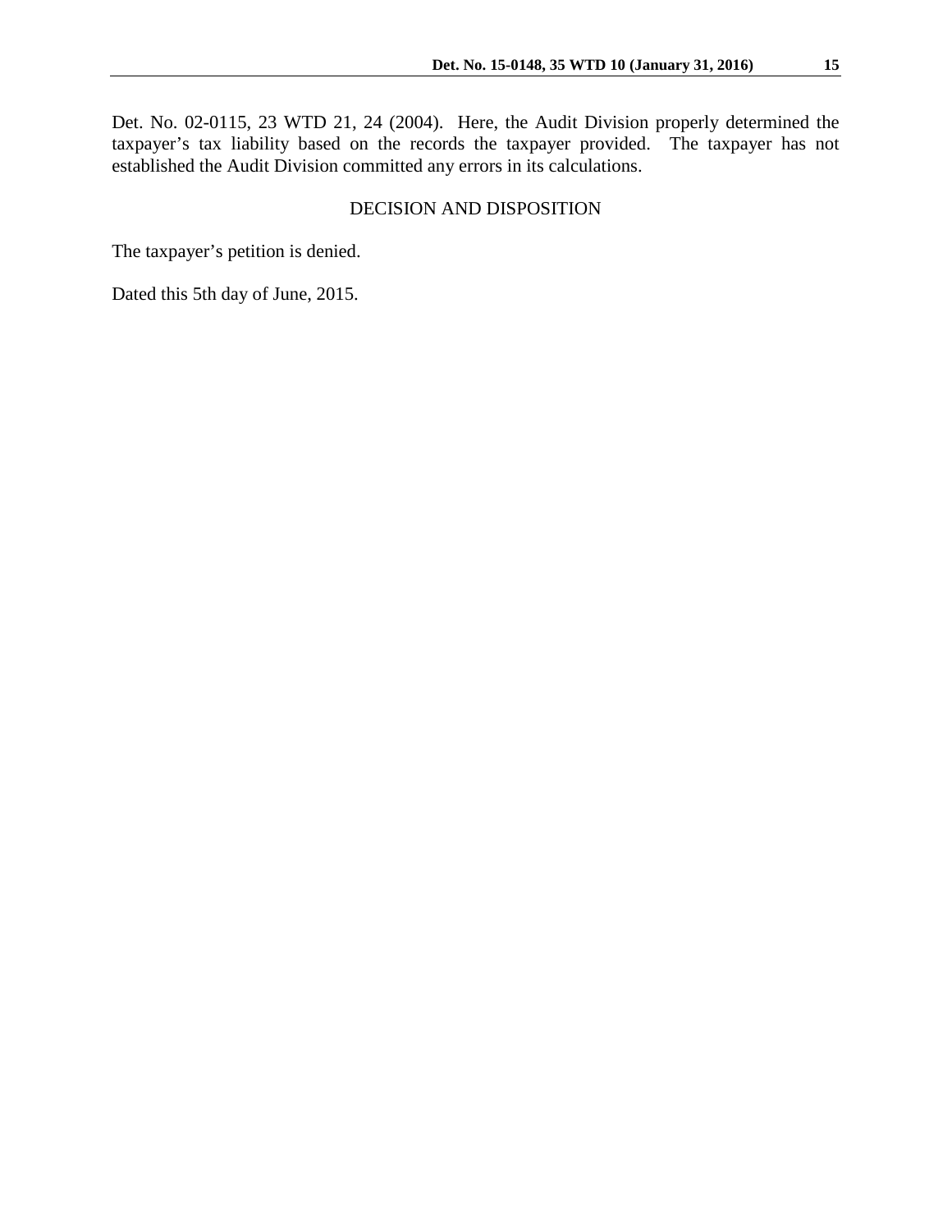Det. No. 02-0115, 23 WTD 21, 24 (2004). Here, the Audit Division properly determined the taxpayer's tax liability based on the records the taxpayer provided. The taxpayer has not established the Audit Division committed any errors in its calculations.

## DECISION AND DISPOSITION

The taxpayer's petition is denied.

Dated this 5th day of June, 2015.